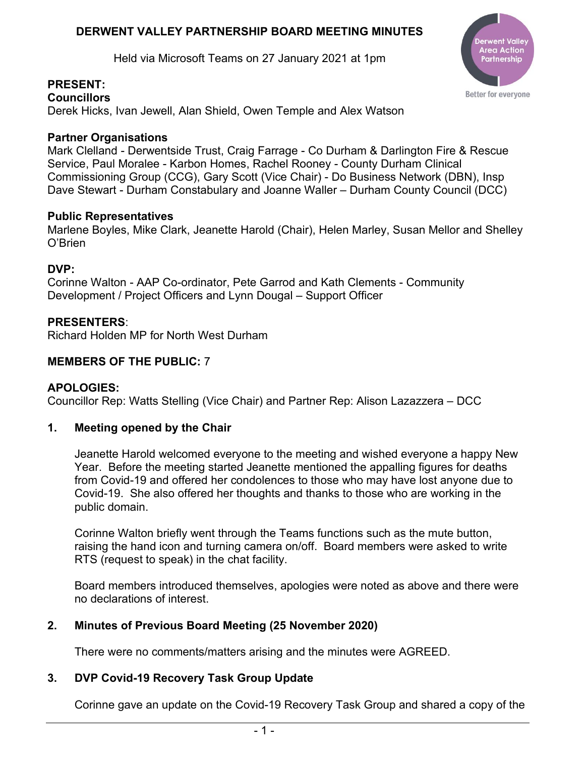# DERWENT VALLEY PARTNERSHIP BOARD MEETING MINUTES

Held via Microsoft Teams on 27 January 2021 at 1pm

**PRESENT:**

**Councillors**

Derek Hicks, Ivan Jewell, Alan Shield, Owen Temple and Alex Watson

**Partner Organisations**

Mark Clelland - Derwentside Trust, Craig Farrage - Co Durham & Darlington Fire & Rescue Service, Paul Moralee - Karbon Homes, Rachel Rooney - County Durham Clinical Commissioning Group (CCG), Gary Scott (Vice Chair) - Do Business Network (DBN), Insp Dave Stewart - Durham Constabulary and Joanne Waller – Durham County Council (DCC)

**Public Representatives**

Marlene Boyles, Mike Clark, Jeanette Harold (Chair), Helen Marley, Susan Mellor and Shelley O'Brien

**DVP:**

Corinne Walton - AAP Co-ordinator, Pete Garrod and Kath Clements - Community Development / Project Officers and Lynn Dougal – Support Officer

**PRESENTERS**:

Richard Holden MP for North West Durham

**MEMBERS OF THE PUBLIC:** 7

**APOLOGIES:**

Councillor Rep: Watts Stelling (Vice Chair) and Partner Rep: Alison Lazazzera – DCC

## 1. Meeting opened by the Chair

Jeanette Harold welcomed everyone to the meeting and wished everyone a happy New Year. Before the meeting started Jeanette mentioned the appalling figures for deaths from Covid-19 and offered her condolences to those who may have lost anyone due to Covid-19. She also offered her thoughts and thanks to those who are working in the public domain.

Corinne Walton briefly went through the Teams functions such as the mute button, raising the hand icon and turning camera on/off. Board members were asked to write RTS (request to speak) in the chat facility.

Board members introduced themselves, apologies were noted as above and there were no declarations of interest.

## 2. Minutes of Previous Board Meeting (25 November 2020)

There were no comments/matters arising and the minutes were AGREED.

## 3. DVP Covid-19 Recovery Task Group Update

Corinne gave an update on the Covid-19 Recovery Task Group and shared a copy of the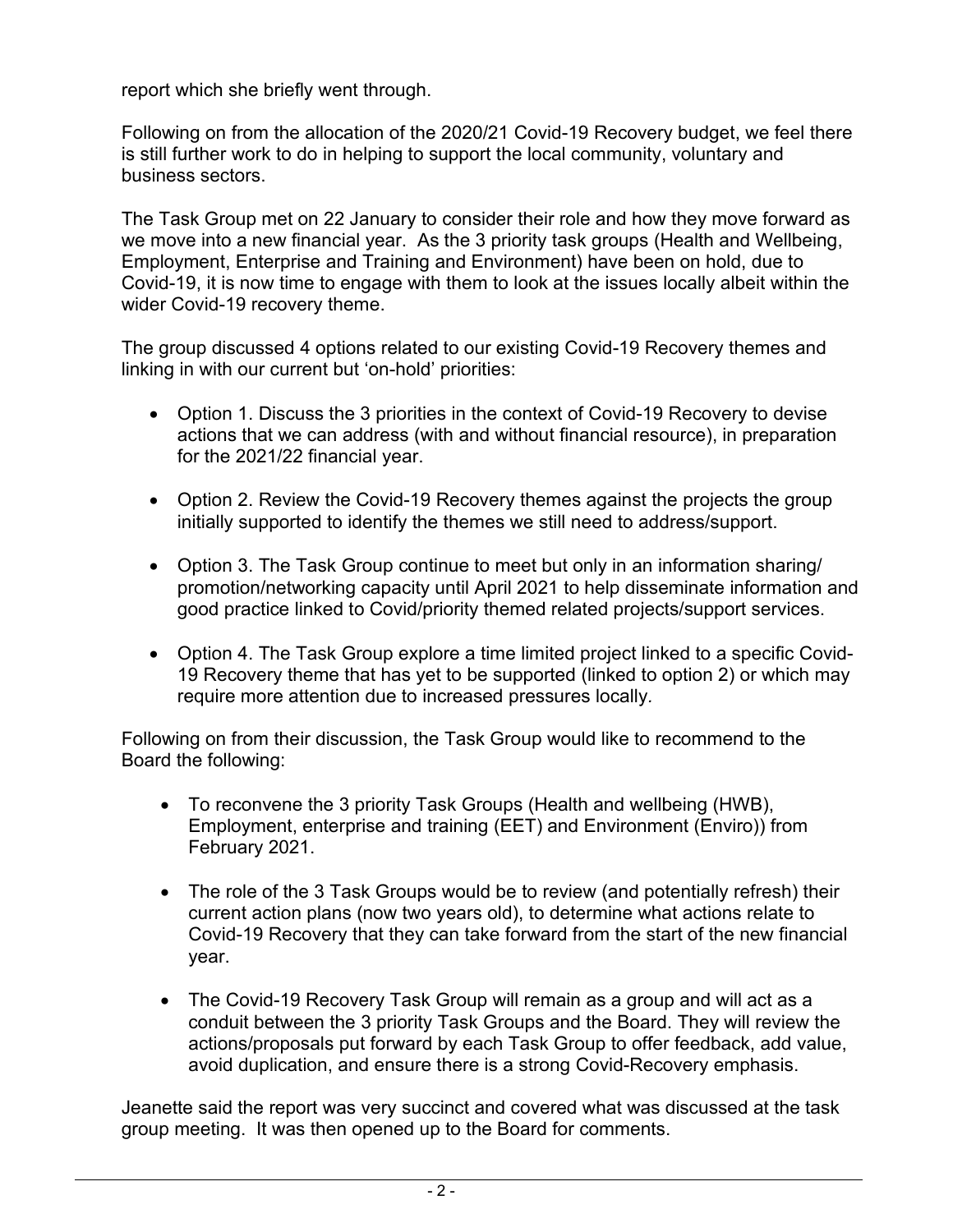report which she briefly went through.

Following on from the allocation of the 2020/21 Covid-19 Recovery budget, we feel there is still further work to do in helping to support the local community, voluntary and business sectors.

The Task Group met on 22 January to consider their role and how they move forward as we move into a new financial year. As the 3 priority task groups (Health and Wellbeing, Employment, Enterprise and Training and Environment) have been on hold, due to Covid-19, it is now time to engage with them to look at the issues locally albeit within the wider Covid-19 recovery theme.

The group discussed 4 options related to our existing Covid-19 Recovery themes and linking in with our current but 'on-hold' priorities:

- Option 1. Discuss the 3 priorities in the context of Covid-19 Recovery to devise actions that we can address (with and without financial resource), in preparation for the 2021/22 financial year.
- Option 2. Review the Covid-19 Recovery themes against the projects the group initially supported to identify the themes we still need to address/support.
- Option 3. The Task Group continue to meet but only in an information sharing/ promotion/networking capacity until April 2021 to help disseminate information and good practice linked to Covid/priority themed related projects/support services.
- Option 4. The Task Group explore a time limited project linked to a specific Covid-19 Recovery theme that has yet to be supported (linked to option 2) or which may require more attention due to increased pressures locally.

Following on from their discussion, the Task Group would like to recommend to the Board the following:

- To reconvene the 3 priority Task Groups (Health and wellbeing (HWB), Employment, enterprise and training (EET) and Environment (Enviro)) from February 2021.
- The role of the 3 Task Groups would be to review (and potentially refresh) their current action plans (now two years old), to determine what actions relate to Covid-19 Recovery that they can take forward from the start of the new financial year.
- The Covid-19 Recovery Task Group will remain as a group and will act as a conduit between the 3 priority Task Groups and the Board. They will review the actions/proposals put forward by each Task Group to offer feedback, add value, avoid duplication, and ensure there is a strong Covid-Recovery emphasis.

Jeanette said the report was very succinct and covered what was discussed at the task group meeting. It was then opened up to the Board for comments.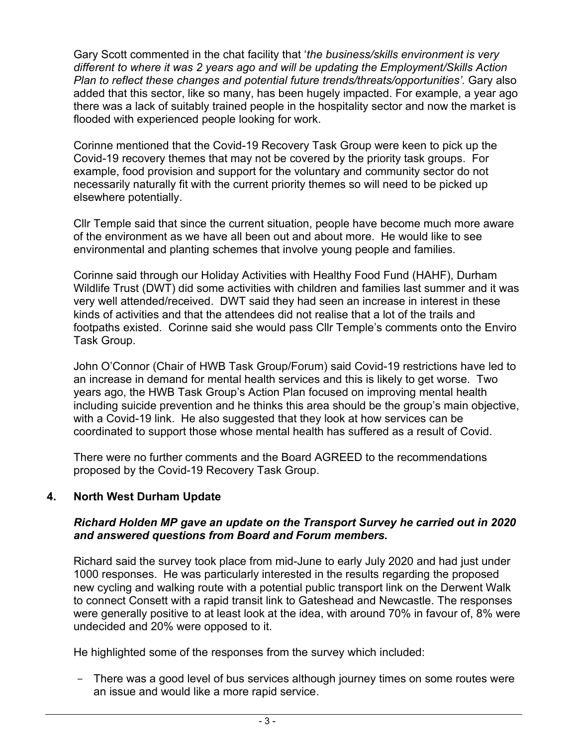Gary Scott commented in the chat facility that '*the business/skills environment is very different to where it was 2 years ago and will be updating the Employment/Skills Action Plan to reflect these changes and potential future trends/threats/opportunities'.* Gary also added that this sector, like so many, has been hugely impacted. For example, a year ago there was a lack of suitably trained people in the hospitality sector and now the market is flooded with experienced people looking for work.

Corinne mentioned that the Covid-19 Recovery Task Group were keen to pick up the Covid-19 recovery themes that may not be covered by the priority task groups. For example, food provision and support for the voluntary and community sector do not necessarily naturally fit with the current priority themes so will need to be picked up elsewhere potentially.

Cllr Temple said that since the current situation, people have become much more aware of the environment as we have all been out and about more. He would like to see environmental and planting schemes that involve young people and families.

Corinne said through our Holiday Activities with Healthy Food Fund (HAHF), Durham Wildlife Trust (DWT) did some activities with children and families last summer and it was very well attended/received. DWT said they had seen an increase in interest in these kinds of activities and that the attendees did not realise that a lot of the trails and footpaths existed. Corinne said she would pass Cllr Temple's comments onto the Enviro Task Group.

John O'Connor (Chair of HWB Task Group/Forum) said Covid-19 restrictions have led to an increase in demand for mental health services and this is likely to get worse. Two years ago, the HWB Task Group's Action Plan focused on improving mental health including suicide prevention and he thinks this area should be the group's main objective, with a Covid-19 link. He also suggested that they look at how services can be coordinated to support those whose mental health has suffered as a result of Covid.

There were no further comments and the Board AGREED to the recommendations proposed by the Covid-19 Recovery Task Group.

## 4. North West Durham Update

***Richard Holden MP gave an update on the Transport Survey he carried out in 2020 and answered questions from Board and Forum members.***

Richard said the survey took place from mid-June to early July 2020 and had just under 1000 responses. He was particularly interested in the results regarding the proposed new cycling and walking route with a potential public transport link on the Derwent Walk to connect Consett with a rapid transit link to Gateshead and Newcastle. The responses were generally positive to at least look at the idea, with around 70% in favour of, 8% were undecided and 20% were opposed to it.

He highlighted some of the responses from the survey which included:

- There was a good level of bus services although journey times on some routes were an issue and would like a more rapid service.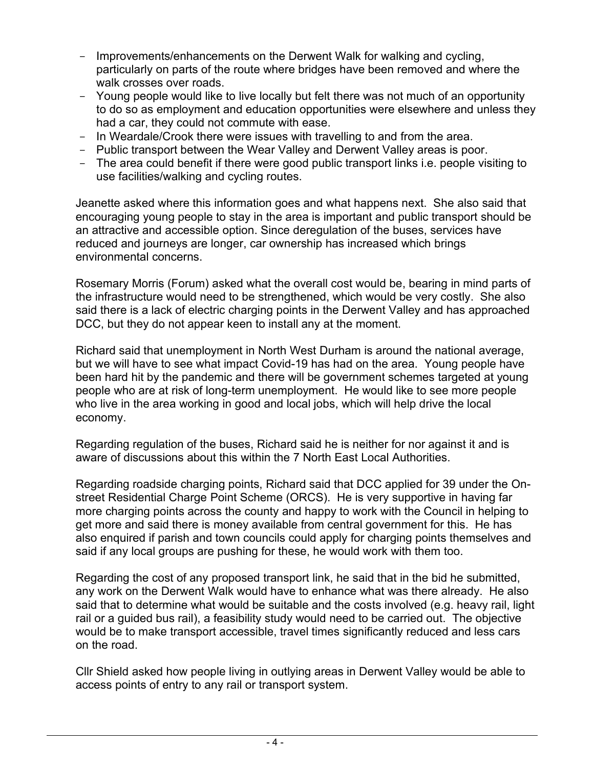- Improvements/enhancements on the Derwent Walk for walking and cycling, particularly on parts of the route where bridges have been removed and where the walk crosses over roads.
- Young people would like to live locally but felt there was not much of an opportunity to do so as employment and education opportunities were elsewhere and unless they had a car, they could not commute with ease.
- In Weardale/Crook there were issues with travelling to and from the area.
- Public transport between the Wear Valley and Derwent Valley areas is poor.
- The area could benefit if there were good public transport links i.e. people visiting to use facilities/walking and cycling routes.

Jeanette asked where this information goes and what happens next. She also said that encouraging young people to stay in the area is important and public transport should be an attractive and accessible option. Since deregulation of the buses, services have reduced and journeys are longer, car ownership has increased which brings environmental concerns.

Rosemary Morris (Forum) asked what the overall cost would be, bearing in mind parts of the infrastructure would need to be strengthened, which would be very costly. She also said there is a lack of electric charging points in the Derwent Valley and has approached DCC, but they do not appear keen to install any at the moment.

Richard said that unemployment in North West Durham is around the national average, but we will have to see what impact Covid-19 has had on the area. Young people have been hard hit by the pandemic and there will be government schemes targeted at young people who are at risk of long-term unemployment. He would like to see more people who live in the area working in good and local jobs, which will help drive the local economy.

Regarding regulation of the buses, Richard said he is neither for nor against it and is aware of discussions about this within the 7 North East Local Authorities.

Regarding roadside charging points, Richard said that DCC applied for 39 under the On-street Residential Charge Point Scheme (ORCS). He is very supportive in having far more charging points across the county and happy to work with the Council in helping to get more and said there is money available from central government for this. He has also enquired if parish and town councils could apply for charging points themselves and said if any local groups are pushing for these, he would work with them too.

Regarding the cost of any proposed transport link, he said that in the bid he submitted, any work on the Derwent Walk would have to enhance what was there already. He also said that to determine what would be suitable and the costs involved (e.g. heavy rail, light rail or a guided bus rail), a feasibility study would need to be carried out. The objective would be to make transport accessible, travel times significantly reduced and less cars on the road.

Cllr Shield asked how people living in outlying areas in Derwent Valley would be able to access points of entry to any rail or transport system.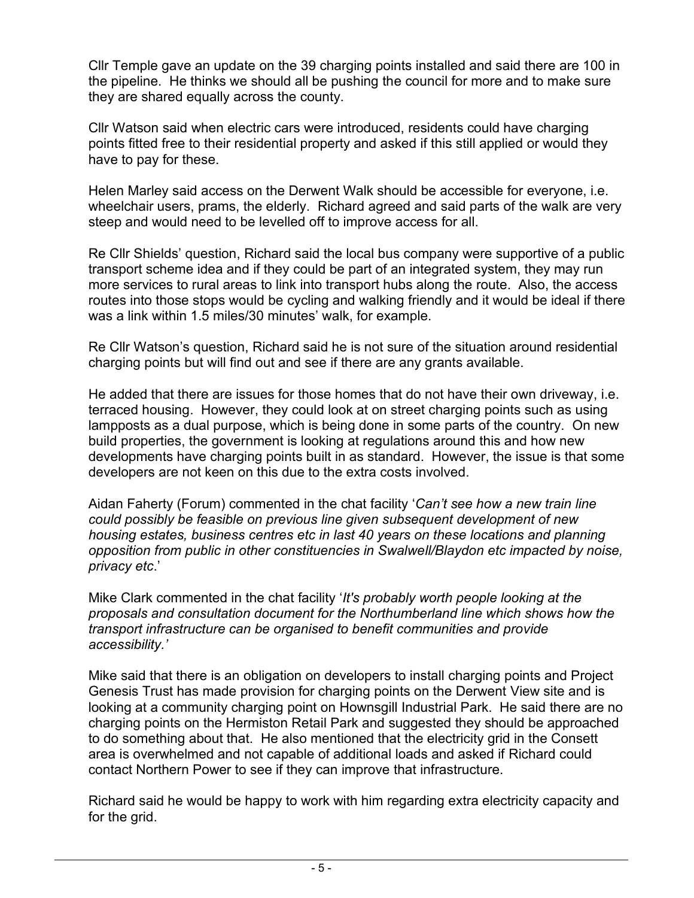Cllr Temple gave an update on the 39 charging points installed and said there are 100 in the pipeline. He thinks we should all be pushing the council for more and to make sure they are shared equally across the county.

Cllr Watson said when electric cars were introduced, residents could have charging points fitted free to their residential property and asked if this still applied or would they have to pay for these.

Helen Marley said access on the Derwent Walk should be accessible for everyone, i.e. wheelchair users, prams, the elderly. Richard agreed and said parts of the walk are very steep and would need to be levelled off to improve access for all.

Re Cllr Shields' question, Richard said the local bus company were supportive of a public transport scheme idea and if they could be part of an integrated system, they may run more services to rural areas to link into transport hubs along the route. Also, the access routes into those stops would be cycling and walking friendly and it would be ideal if there was a link within 1.5 miles/30 minutes' walk, for example.

Re Cllr Watson's question, Richard said he is not sure of the situation around residential charging points but will find out and see if there are any grants available.

He added that there are issues for those homes that do not have their own driveway, i.e. terraced housing. However, they could look at on street charging points such as using lampposts as a dual purpose, which is being done in some parts of the country. On new build properties, the government is looking at regulations around this and how new developments have charging points built in as standard. However, the issue is that some developers are not keen on this due to the extra costs involved.

Aidan Faherty (Forum) commented in the chat facility '*Can't see how a new train line could possibly be feasible on previous line given subsequent development of new housing estates, business centres etc in last 40 years on these locations and planning opposition from public in other constituencies in Swalwell/Blaydon etc impacted by noise, privacy etc*.'

Mike Clark commented in the chat facility '*It's probably worth people looking at the proposals and consultation document for the Northumberland line which shows how the transport infrastructure can be organised to benefit communities and provide accessibility.'*

Mike said that there is an obligation on developers to install charging points and Project Genesis Trust has made provision for charging points on the Derwent View site and is looking at a community charging point on Hownsgill Industrial Park. He said there are no charging points on the Hermiston Retail Park and suggested they should be approached to do something about that. He also mentioned that the electricity grid in the Consett area is overwhelmed and not capable of additional loads and asked if Richard could contact Northern Power to see if they can improve that infrastructure.

Richard said he would be happy to work with him regarding extra electricity capacity and for the grid.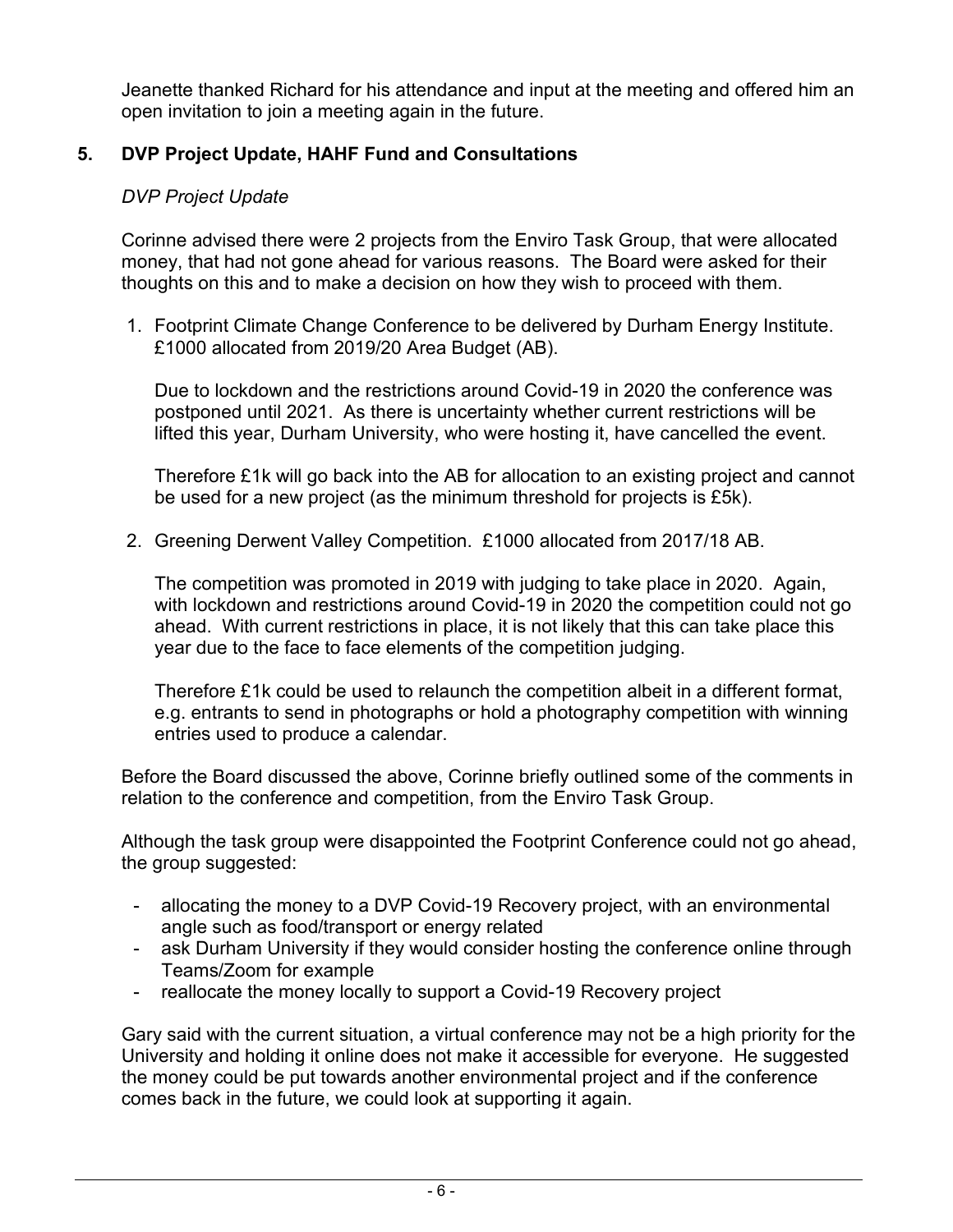Jeanette thanked Richard for his attendance and input at the meeting and offered him an open invitation to join a meeting again in the future.

## 5. DVP Project Update, HAHF Fund and Consultations

*DVP Project Update*

Corinne advised there were 2 projects from the Enviro Task Group, that were allocated money, that had not gone ahead for various reasons. The Board were asked for their thoughts on this and to make a decision on how they wish to proceed with them.

1. Footprint Climate Change Conference to be delivered by Durham Energy Institute. £1000 allocated from 2019/20 Area Budget (AB).

   Due to lockdown and the restrictions around Covid-19 in 2020 the conference was postponed until 2021. As there is uncertainty whether current restrictions will be lifted this year, Durham University, who were hosting it, have cancelled the event.

   Therefore £1k will go back into the AB for allocation to an existing project and cannot be used for a new project (as the minimum threshold for projects is £5k).

2. Greening Derwent Valley Competition. £1000 allocated from 2017/18 AB.

   The competition was promoted in 2019 with judging to take place in 2020. Again, with lockdown and restrictions around Covid-19 in 2020 the competition could not go ahead. With current restrictions in place, it is not likely that this can take place this year due to the face to face elements of the competition judging.

   Therefore £1k could be used to relaunch the competition albeit in a different format, e.g. entrants to send in photographs or hold a photography competition with winning entries used to produce a calendar.

Before the Board discussed the above, Corinne briefly outlined some of the comments in relation to the conference and competition, from the Enviro Task Group.

Although the task group were disappointed the Footprint Conference could not go ahead, the group suggested:

- allocating the money to a DVP Covid-19 Recovery project, with an environmental angle such as food/transport or energy related
- ask Durham University if they would consider hosting the conference online through Teams/Zoom for example
- reallocate the money locally to support a Covid-19 Recovery project

Gary said with the current situation, a virtual conference may not be a high priority for the University and holding it online does not make it accessible for everyone. He suggested the money could be put towards another environmental project and if the conference comes back in the future, we could look at supporting it again.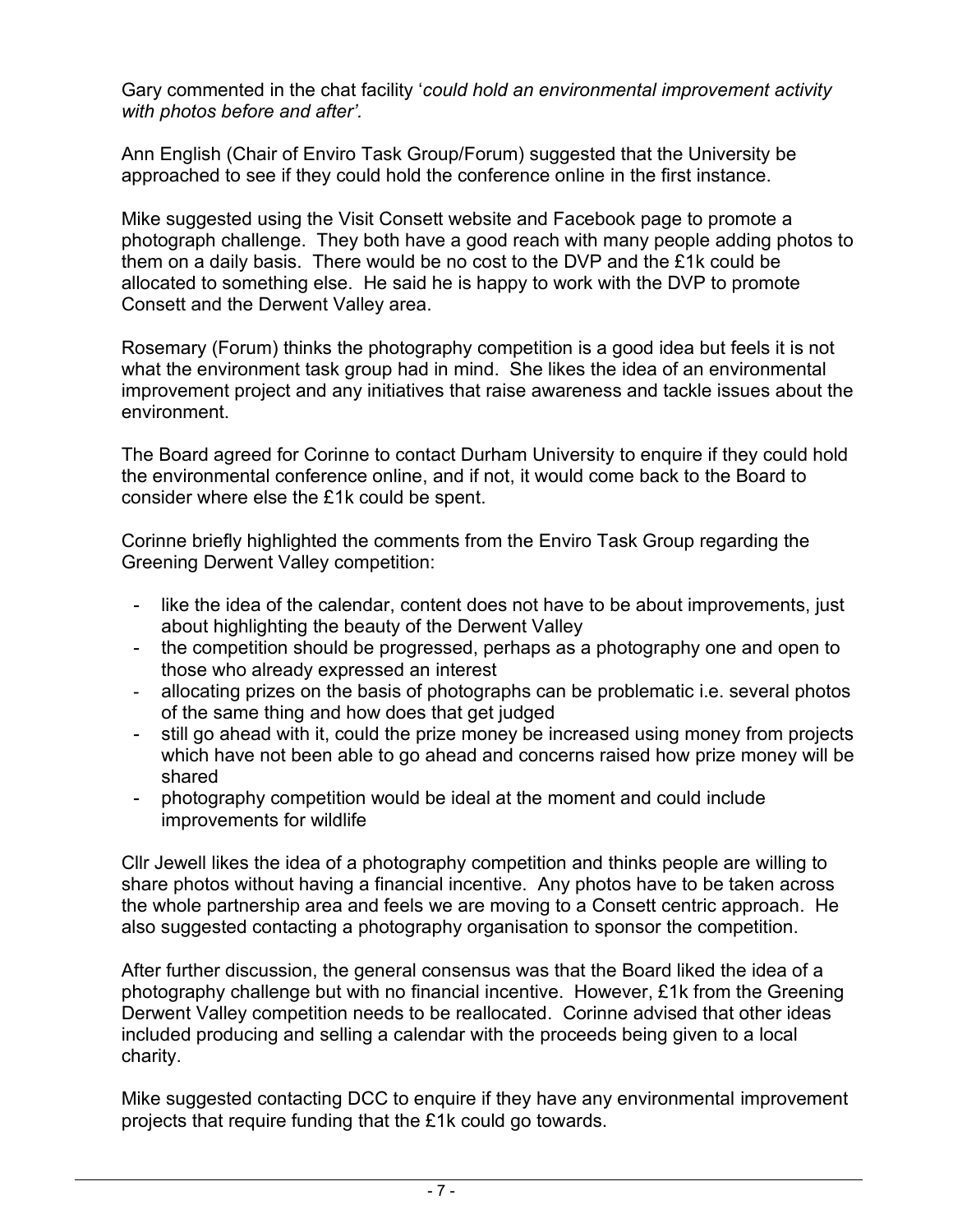Gary commented in the chat facility '*could hold an environmental improvement activity with photos before and after'.*

Ann English (Chair of Enviro Task Group/Forum) suggested that the University be approached to see if they could hold the conference online in the first instance.

Mike suggested using the Visit Consett website and Facebook page to promote a photograph challenge. They both have a good reach with many people adding photos to them on a daily basis. There would be no cost to the DVP and the £1k could be allocated to something else. He said he is happy to work with the DVP to promote Consett and the Derwent Valley area.

Rosemary (Forum) thinks the photography competition is a good idea but feels it is not what the environment task group had in mind. She likes the idea of an environmental improvement project and any initiatives that raise awareness and tackle issues about the environment.

The Board agreed for Corinne to contact Durham University to enquire if they could hold the environmental conference online, and if not, it would come back to the Board to consider where else the £1k could be spent.

Corinne briefly highlighted the comments from the Enviro Task Group regarding the Greening Derwent Valley competition:

- like the idea of the calendar, content does not have to be about improvements, just about highlighting the beauty of the Derwent Valley
- the competition should be progressed, perhaps as a photography one and open to those who already expressed an interest
- allocating prizes on the basis of photographs can be problematic i.e. several photos of the same thing and how does that get judged
- still go ahead with it, could the prize money be increased using money from projects which have not been able to go ahead and concerns raised how prize money will be shared
- photography competition would be ideal at the moment and could include improvements for wildlife

Cllr Jewell likes the idea of a photography competition and thinks people are willing to share photos without having a financial incentive. Any photos have to be taken across the whole partnership area and feels we are moving to a Consett centric approach. He also suggested contacting a photography organisation to sponsor the competition.

After further discussion, the general consensus was that the Board liked the idea of a photography challenge but with no financial incentive. However, £1k from the Greening Derwent Valley competition needs to be reallocated. Corinne advised that other ideas included producing and selling a calendar with the proceeds being given to a local charity.

Mike suggested contacting DCC to enquire if they have any environmental improvement projects that require funding that the £1k could go towards.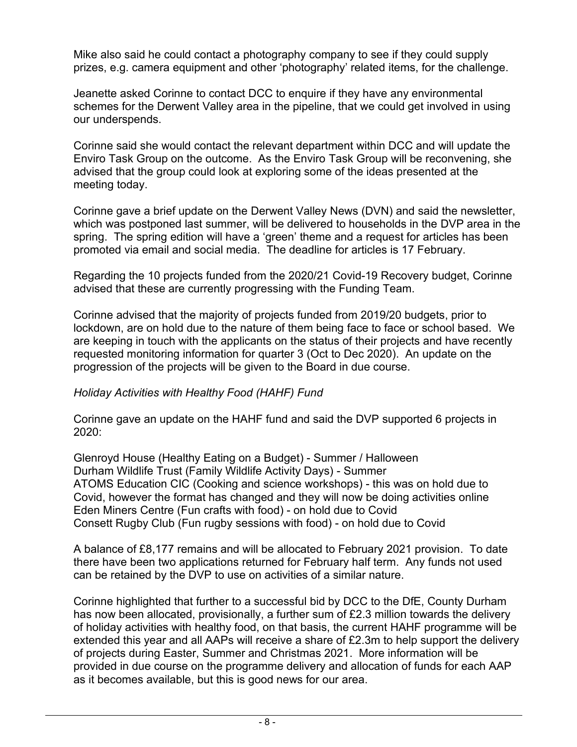Mike also said he could contact a photography company to see if they could supply prizes, e.g. camera equipment and other 'photography' related items, for the challenge.

Jeanette asked Corinne to contact DCC to enquire if they have any environmental schemes for the Derwent Valley area in the pipeline, that we could get involved in using our underspends.

Corinne said she would contact the relevant department within DCC and will update the Enviro Task Group on the outcome. As the Enviro Task Group will be reconvening, she advised that the group could look at exploring some of the ideas presented at the meeting today.

Corinne gave a brief update on the Derwent Valley News (DVN) and said the newsletter, which was postponed last summer, will be delivered to households in the DVP area in the spring. The spring edition will have a 'green' theme and a request for articles has been promoted via email and social media. The deadline for articles is 17 February.

Regarding the 10 projects funded from the 2020/21 Covid-19 Recovery budget, Corinne advised that these are currently progressing with the Funding Team.

Corinne advised that the majority of projects funded from 2019/20 budgets, prior to lockdown, are on hold due to the nature of them being face to face or school based. We are keeping in touch with the applicants on the status of their projects and have recently requested monitoring information for quarter 3 (Oct to Dec 2020). An update on the progression of the projects will be given to the Board in due course.

*Holiday Activities with Healthy Food (HAHF) Fund*

Corinne gave an update on the HAHF fund and said the DVP supported 6 projects in 2020:

Glenroyd House (Healthy Eating on a Budget) - Summer / Halloween
Durham Wildlife Trust (Family Wildlife Activity Days) - Summer
ATOMS Education CIC (Cooking and science workshops) - this was on hold due to Covid, however the format has changed and they will now be doing activities online
Eden Miners Centre (Fun crafts with food) - on hold due to Covid
Consett Rugby Club (Fun rugby sessions with food) - on hold due to Covid

A balance of £8,177 remains and will be allocated to February 2021 provision. To date there have been two applications returned for February half term. Any funds not used can be retained by the DVP to use on activities of a similar nature.

Corinne highlighted that further to a successful bid by DCC to the DfE, County Durham has now been allocated, provisionally, a further sum of £2.3 million towards the delivery of holiday activities with healthy food, on that basis, the current HAHF programme will be extended this year and all AAPs will receive a share of £2.3m to help support the delivery of projects during Easter, Summer and Christmas 2021. More information will be provided in due course on the programme delivery and allocation of funds for each AAP as it becomes available, but this is good news for our area.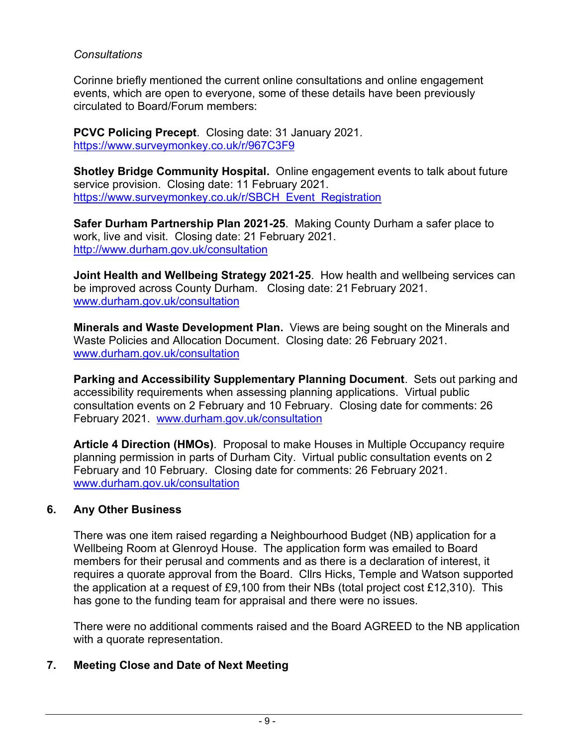*Consultations*

Corinne briefly mentioned the current online consultations and online engagement events, which are open to everyone, some of these details have been previously circulated to Board/Forum members:

**PCVC Policing Precept**. Closing date: 31 January 2021. https://www.surveymonkey.co.uk/r/967C3F9

**Shotley Bridge Community Hospital.** Online engagement events to talk about future service provision. Closing date: 11 February 2021. https://www.surveymonkey.co.uk/r/SBCH_Event_Registration

**Safer Durham Partnership Plan 2021-25**. Making County Durham a safer place to work, live and visit. Closing date: 21 February 2021. http://www.durham.gov.uk/consultation

**Joint Health and Wellbeing Strategy 2021-25**. How health and wellbeing services can be improved across County Durham. Closing date: 21 February 2021. www.durham.gov.uk/consultation

**Minerals and Waste Development Plan.** Views are being sought on the Minerals and Waste Policies and Allocation Document. Closing date: 26 February 2021. www.durham.gov.uk/consultation

**Parking and Accessibility Supplementary Planning Document**. Sets out parking and accessibility requirements when assessing planning applications. Virtual public consultation events on 2 February and 10 February. Closing date for comments: 26 February 2021. www.durham.gov.uk/consultation

**Article 4 Direction (HMOs)**. Proposal to make Houses in Multiple Occupancy require planning permission in parts of Durham City. Virtual public consultation events on 2 February and 10 February. Closing date for comments: 26 February 2021. www.durham.gov.uk/consultation

## 6. Any Other Business

There was one item raised regarding a Neighbourhood Budget (NB) application for a Wellbeing Room at Glenroyd House. The application form was emailed to Board members for their perusal and comments and as there is a declaration of interest, it requires a quorate approval from the Board. Cllrs Hicks, Temple and Watson supported the application at a request of £9,100 from their NBs (total project cost £12,310). This has gone to the funding team for appraisal and there were no issues.

There were no additional comments raised and the Board AGREED to the NB application with a quorate representation.

## 7. Meeting Close and Date of Next Meeting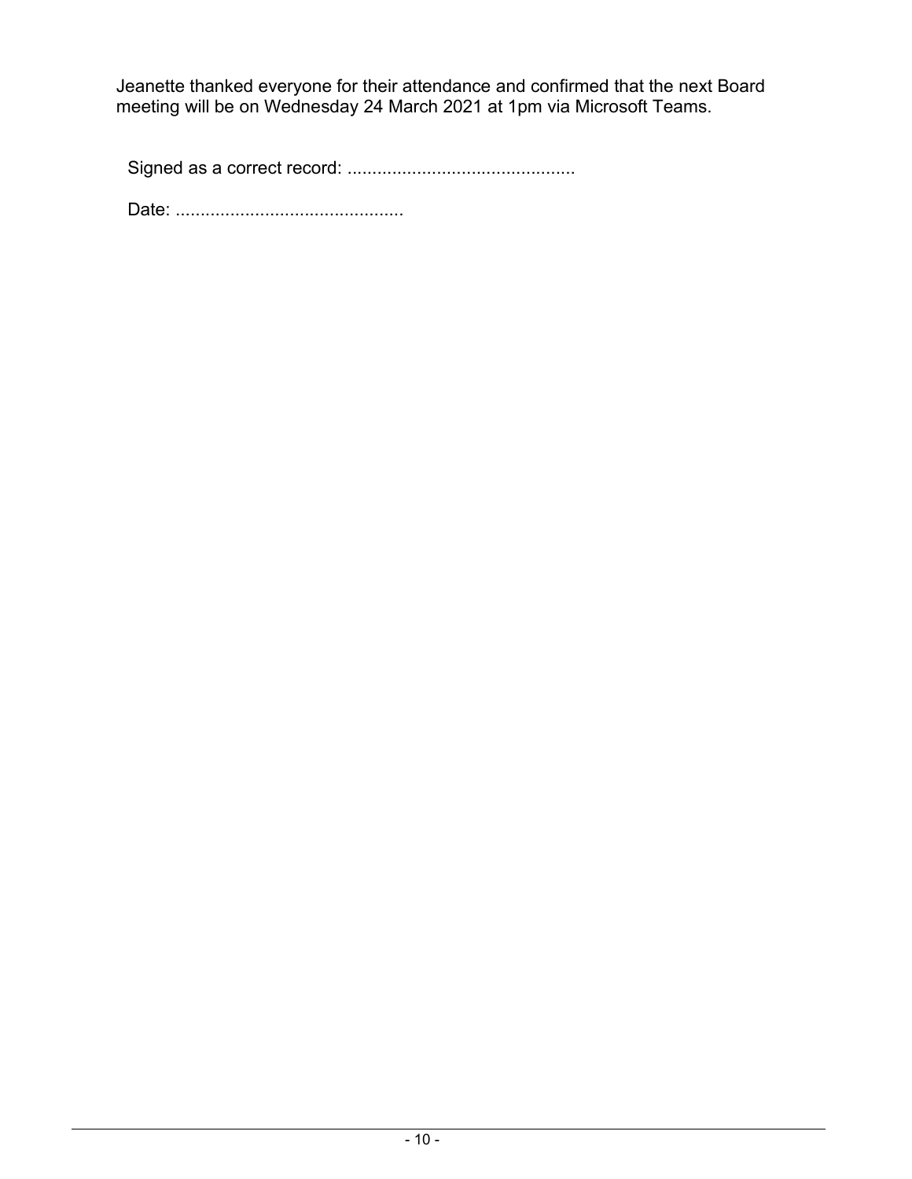Jeanette thanked everyone for their attendance and confirmed that the next Board meeting will be on Wednesday 24 March 2021 at 1pm via Microsoft Teams.

Signed as a correct record: .............................................

Date: .............................................